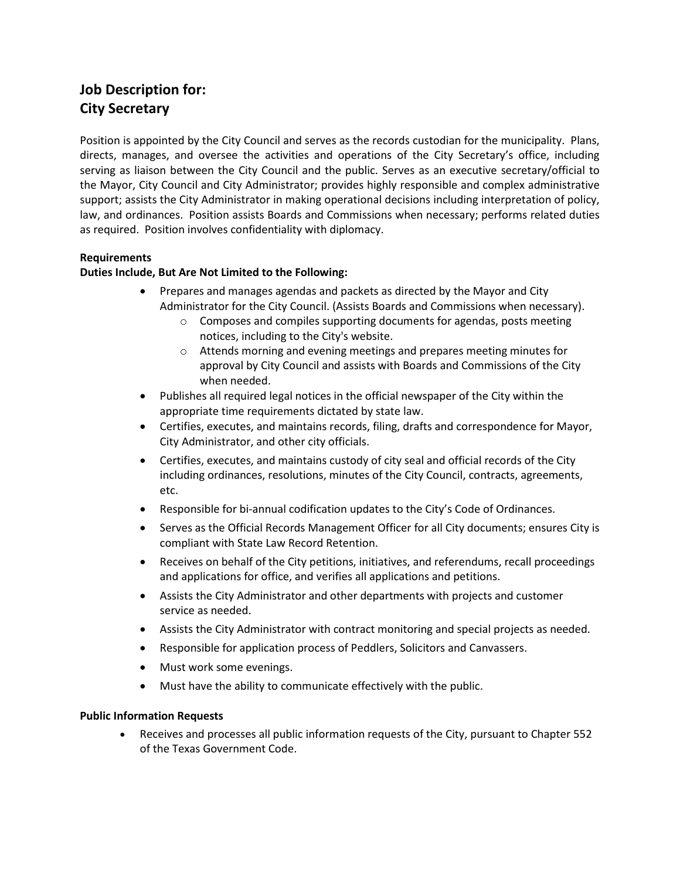# Job Description for:
# City Secretary

Position is appointed by the City Council and serves as the records custodian for the municipality. Plans, directs, manages, and oversee the activities and operations of the City Secretary's office, including serving as liaison between the City Council and the public. Serves as an executive secretary/official to the Mayor, City Council and City Administrator; provides highly responsible and complex administrative support; assists the City Administrator in making operational decisions including interpretation of policy, law, and ordinances. Position assists Boards and Commissions when necessary; performs related duties as required. Position involves confidentiality with diplomacy.

**Requirements**

**Duties Include, But Are Not Limited to the Following:**

- Prepares and manages agendas and packets as directed by the Mayor and City Administrator for the City Council. (Assists Boards and Commissions when necessary).
  - Composes and compiles supporting documents for agendas, posts meeting notices, including to the City's website.
  - Attends morning and evening meetings and prepares meeting minutes for approval by City Council and assists with Boards and Commissions of the City when needed.
- Publishes all required legal notices in the official newspaper of the City within the appropriate time requirements dictated by state law.
- Certifies, executes, and maintains records, filing, drafts and correspondence for Mayor, City Administrator, and other city officials.
- Certifies, executes, and maintains custody of city seal and official records of the City including ordinances, resolutions, minutes of the City Council, contracts, agreements, etc.
- Responsible for bi-annual codification updates to the City's Code of Ordinances.
- Serves as the Official Records Management Officer for all City documents; ensures City is compliant with State Law Record Retention.
- Receives on behalf of the City petitions, initiatives, and referendums, recall proceedings and applications for office, and verifies all applications and petitions.
- Assists the City Administrator and other departments with projects and customer service as needed.
- Assists the City Administrator with contract monitoring and special projects as needed.
- Responsible for application process of Peddlers, Solicitors and Canvassers.
- Must work some evenings.
- Must have the ability to communicate effectively with the public.

**Public Information Requests**

- Receives and processes all public information requests of the City, pursuant to Chapter 552 of the Texas Government Code.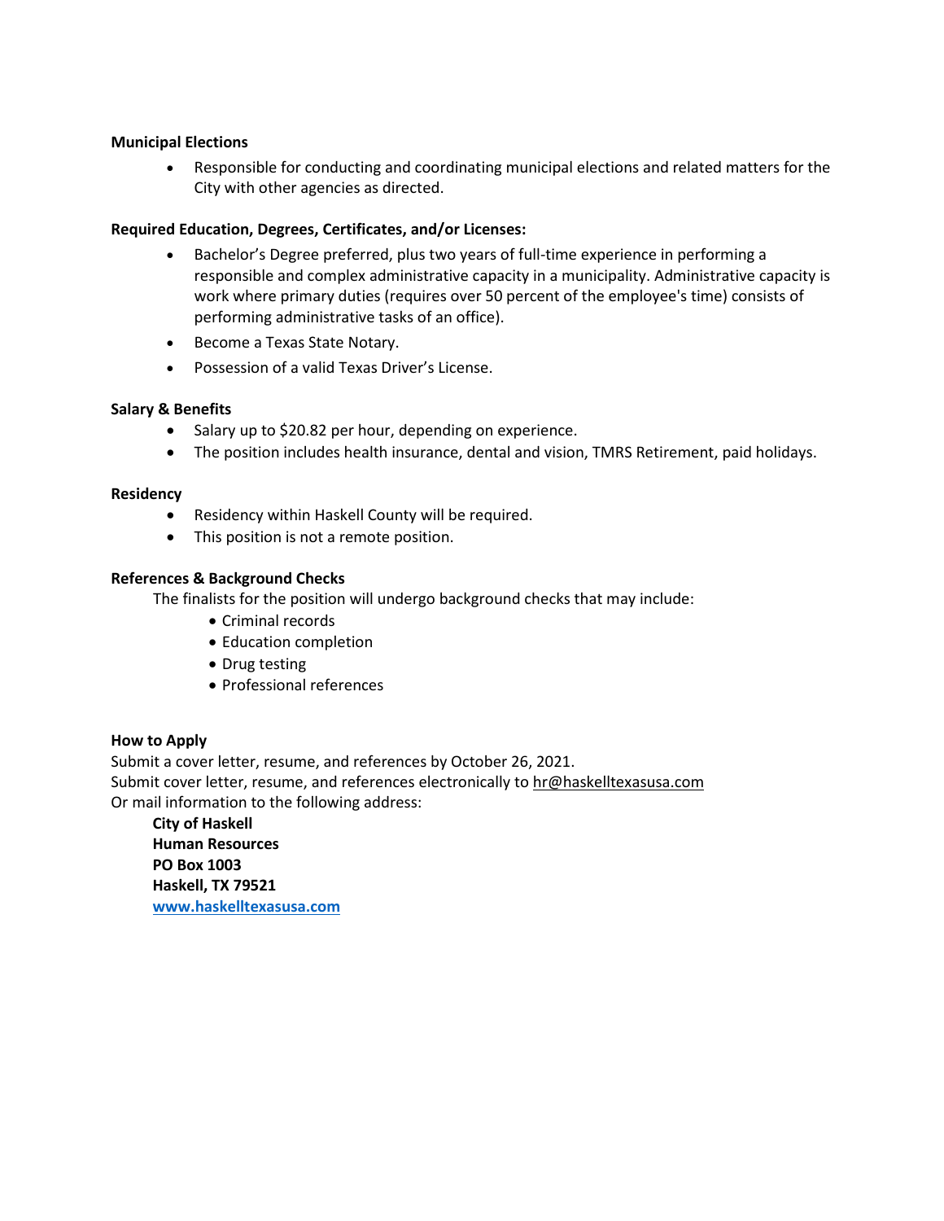**Municipal Elections**

- Responsible for conducting and coordinating municipal elections and related matters for the City with other agencies as directed.

**Required Education, Degrees, Certificates, and/or Licenses:**

- Bachelor's Degree preferred, plus two years of full-time experience in performing a responsible and complex administrative capacity in a municipality. Administrative capacity is work where primary duties (requires over 50 percent of the employee's time) consists of performing administrative tasks of an office).
- Become a Texas State Notary.
- Possession of a valid Texas Driver's License.

**Salary & Benefits**

- Salary up to $20.82 per hour, depending on experience.
- The position includes health insurance, dental and vision, TMRS Retirement, paid holidays.

**Residency**

- Residency within Haskell County will be required.
- This position is not a remote position.

**References & Background Checks**

The finalists for the position will undergo background checks that may include:

- Criminal records
- Education completion
- Drug testing
- Professional references

**How to Apply**

Submit a cover letter, resume, and references by October 26, 2021.
Submit cover letter, resume, and references electronically to hr@haskelltexasusa.com
Or mail information to the following address:

**City of Haskell**
**Human Resources**
**PO Box 1003**
**Haskell, TX 79521**
**www.haskelltexasusa.com**